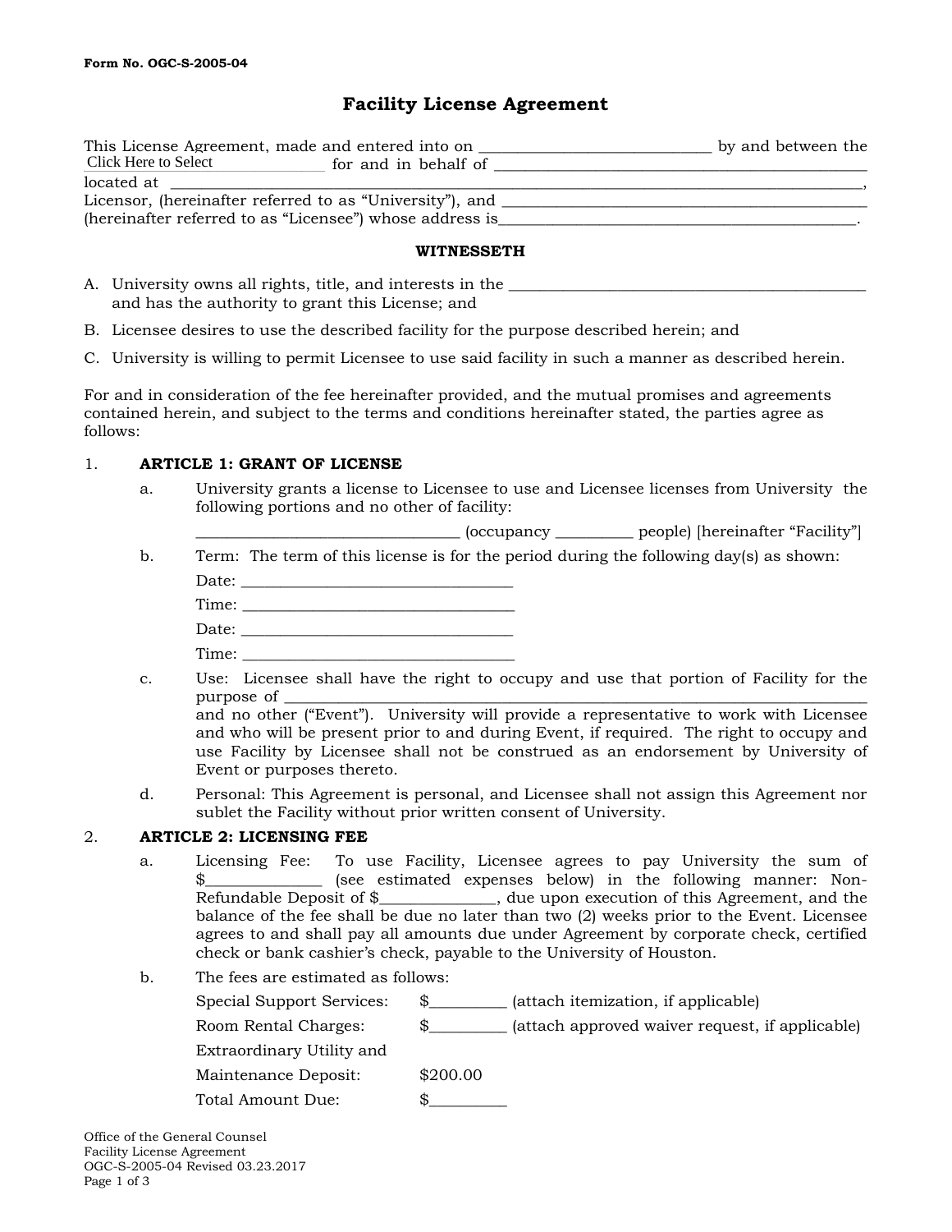Form No. OGC-S-2005-04

# Facility License Agreement

This License Agreement, made and entered into on ____________________________ by and between the Click Here to Select ____________ for and in behalf of ______________________________________________ located at __________________________________________________________________________, Licensor, (hereinafter referred to as "University"), and ______________________________________________ (hereinafter referred to as "Licensee") whose address is_____________________________________________.

**WITNESSETH**

A. University owns all rights, title, and interests in the ______________________________________________ and has the authority to grant this License; and

B. Licensee desires to use the described facility for the purpose described herein; and

C. University is willing to permit Licensee to use said facility in such a manner as described herein.

For and in consideration of the fee hereinafter provided, and the mutual promises and agreements contained herein, and subject to the terms and conditions hereinafter stated, the parties agree as follows:

1. **ARTICLE 1: GRANT OF LICENSE**

   a. University grants a license to Licensee to use and Licensee licenses from University the following portions and no other of facility:

      ________________________________ (occupancy _________ people) [hereinafter "Facility"]

   b. Term: The term of this license is for the period during the following day(s) as shown:

      Date: __________________________________

      Time: __________________________________

      Date: __________________________________

      Time: __________________________________

   c. Use: Licensee shall have the right to occupy and use that portion of Facility for the purpose of ________________________________________________________________ and no other ("Event"). University will provide a representative to work with Licensee and who will be present prior to and during Event, if required. The right to occupy and use Facility by Licensee shall not be construed as an endorsement by University of Event or purposes thereto.

   d. Personal: This Agreement is personal, and Licensee shall not assign this Agreement nor sublet the Facility without prior written consent of University.

2. **ARTICLE 2: LICENSING FEE**

   a. Licensing Fee: To use Facility, Licensee agrees to pay University the sum of $______________ (see estimated expenses below) in the following manner: Non-Refundable Deposit of $______________, due upon execution of this Agreement, and the balance of the fee shall be due no later than two (2) weeks prior to the Event. Licensee agrees to and shall pay all amounts due under Agreement by corporate check, certified check or bank cashier's check, payable to the University of Houston.

   b. The fees are estimated as follows:

      Special Support Services: $_________ (attach itemization, if applicable)

      Room Rental Charges: $_________ (attach approved waiver request, if applicable)

      Extraordinary Utility and Maintenance Deposit: $200.00

      Total Amount Due: $_________

Office of the General Counsel
Facility License Agreement
OGC-S-2005-04 Revised 03.23.2017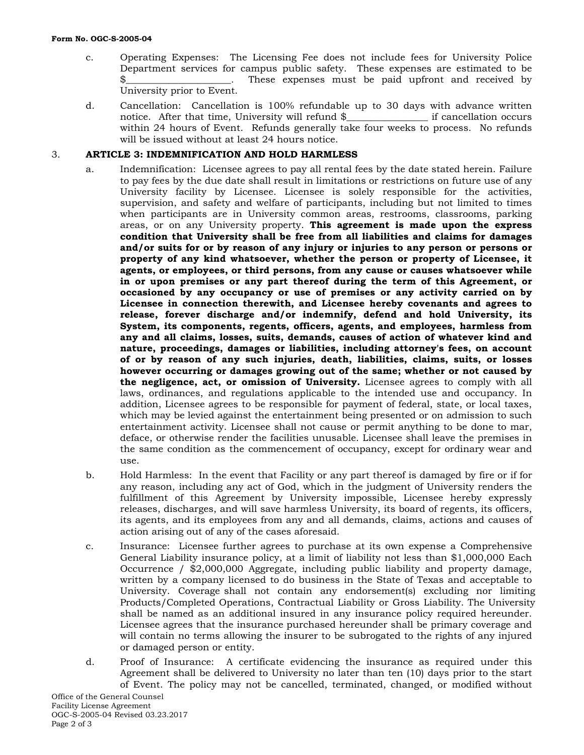c. Operating Expenses: The Licensing Fee does not include fees for University Police Department services for campus public safety. These expenses are estimated to be $_____________________. These expenses must be paid upfront and received by University prior to Event.

d. Cancellation: Cancellation is 100% refundable up to 30 days with advance written notice. After that time, University will refund $________________ if cancellation occurs within 24 hours of Event. Refunds generally take four weeks to process. No refunds will be issued without at least 24 hours notice.

3. **ARTICLE 3: INDEMNIFICATION AND HOLD HARMLESS**

a. Indemnification: Licensee agrees to pay all rental fees by the date stated herein. Failure to pay fees by the due date shall result in limitations or restrictions on future use of any University facility by Licensee. Licensee is solely responsible for the activities, supervision, and safety and welfare of participants, including but not limited to times when participants are in University common areas, restrooms, classrooms, parking areas, or on any University property. **This agreement is made upon the express condition that University shall be free from all liabilities and claims for damages and/or suits for or by reason of any injury or injuries to any person or persons or property of any kind whatsoever, whether the person or property of Licensee, it agents, or employees, or third persons, from any cause or causes whatsoever while in or upon premises or any part thereof during the term of this Agreement, or occasioned by any occupancy or use of premises or any activity carried on by Licensee in connection therewith, and Licensee hereby covenants and agrees to release, forever discharge and/or indemnify, defend and hold University, its System, its components, regents, officers, agents, and employees, harmless from any and all claims, losses, suits, demands, causes of action of whatever kind and nature, proceedings, damages or liabilities, including attorney's fees, on account of or by reason of any such injuries, death, liabilities, claims, suits, or losses however occurring or damages growing out of the same; whether or not caused by the negligence, act, or omission of University.** Licensee agrees to comply with all laws, ordinances, and regulations applicable to the intended use and occupancy. In addition, Licensee agrees to be responsible for payment of federal, state, or local taxes, which may be levied against the entertainment being presented or on admission to such entertainment activity. Licensee shall not cause or permit anything to be done to mar, deface, or otherwise render the facilities unusable. Licensee shall leave the premises in the same condition as the commencement of occupancy, except for ordinary wear and use.

b. Hold Harmless: In the event that Facility or any part thereof is damaged by fire or if for any reason, including any act of God, which in the judgment of University renders the fulfillment of this Agreement by University impossible, Licensee hereby expressly releases, discharges, and will save harmless University, its board of regents, its officers, its agents, and its employees from any and all demands, claims, actions and causes of action arising out of any of the cases aforesaid.

c. Insurance: Licensee further agrees to purchase at its own expense a Comprehensive General Liability insurance policy, at a limit of liability not less than $1,000,000 Each Occurrence / $2,000,000 Aggregate, including public liability and property damage, written by a company licensed to do business in the State of Texas and acceptable to University. Coverage shall not contain any endorsement(s) excluding nor limiting Products/Completed Operations, Contractual Liability or Gross Liability. The University shall be named as an additional insured in any insurance policy required hereunder. Licensee agrees that the insurance purchased hereunder shall be primary coverage and will contain no terms allowing the insurer to be subrogated to the rights of any injured or damaged person or entity.

d. Proof of Insurance: A certificate evidencing the insurance as required under this Agreement shall be delivered to University no later than ten (10) days prior to the start of Event. The policy may not be cancelled, terminated, changed, or modified without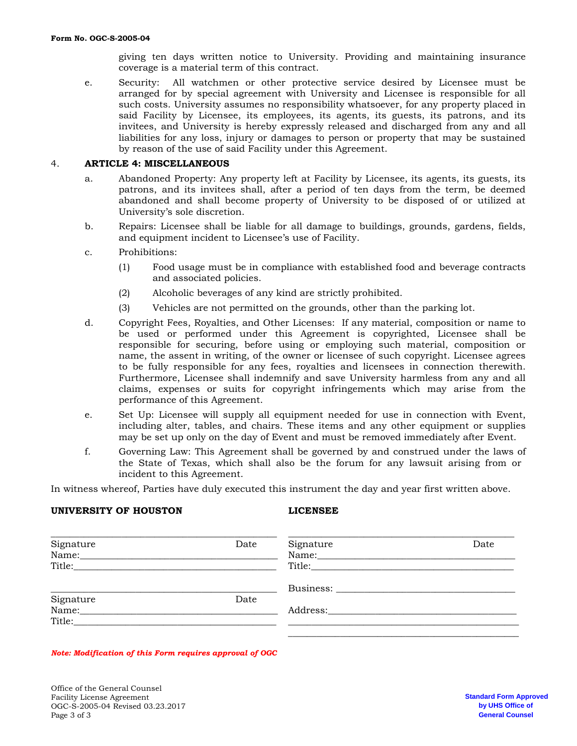giving ten days written notice to University. Providing and maintaining insurance coverage is a material term of this contract.

e. Security: All watchmen or other protective service desired by Licensee must be arranged for by special agreement with University and Licensee is responsible for all such costs. University assumes no responsibility whatsoever, for any property placed in said Facility by Licensee, its employees, its agents, its guests, its patrons, and its invitees, and University is hereby expressly released and discharged from any and all liabilities for any loss, injury or damages to person or property that may be sustained by reason of the use of said Facility under this Agreement.

4. **ARTICLE 4: MISCELLANEOUS**

a. Abandoned Property: Any property left at Facility by Licensee, its agents, its guests, its patrons, and its invitees shall, after a period of ten days from the term, be deemed abandoned and shall become property of University to be disposed of or utilized at University's sole discretion.

b. Repairs: Licensee shall be liable for all damage to buildings, grounds, gardens, fields, and equipment incident to Licensee's use of Facility.

c. Prohibitions:

(1) Food usage must be in compliance with established food and beverage contracts and associated policies.

(2) Alcoholic beverages of any kind are strictly prohibited.

(3) Vehicles are not permitted on the grounds, other than the parking lot.

d. Copyright Fees, Royalties, and Other Licenses: If any material, composition or name to be used or performed under this Agreement is copyrighted, Licensee shall be responsible for securing, before using or employing such material, composition or name, the assent in writing, of the owner or licensee of such copyright. Licensee agrees to be fully responsible for any fees, royalties and licensees in connection therewith. Furthermore, Licensee shall indemnify and save University harmless from any and all claims, expenses or suits for copyright infringements which may arise from the performance of this Agreement.

e. Set Up: Licensee will supply all equipment needed for use in connection with Event, including alter, tables, and chairs. These items and any other equipment or supplies may be set up only on the day of Event and must be removed immediately after Event.

f. Governing Law: This Agreement shall be governed by and construed under the laws of the State of Texas, which shall also be the forum for any lawsuit arising from or incident to this Agreement.

In witness whereof, Parties have duly executed this instrument the day and year first written above.

**UNIVERSITY OF HOUSTON**

_______________________________________________
Signature Date
Name:__________________________________________
Title:__________________________________________

_______________________________________________
Signature Date
Name:__________________________________________
Title:__________________________________________

**LICENSEE**

_______________________________________________
Signature Date
Name:__________________________________________
Title:__________________________________________

Business: ______________________________________

Address:________________________________________
_______________________________________________
_______________________________________________

***Note: Modification of this Form requires approval of OGC***

Office of the General Counsel
Facility License Agreement
OGC-S-2005-04 Revised 03.23.2017

**Standard Form Approved by UHS Office of General Counsel**